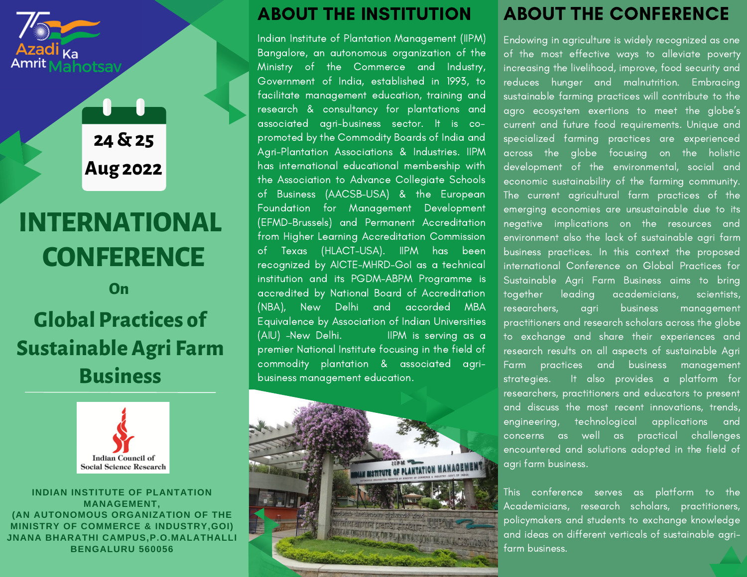Azadi Ka Amrit Mahotsav

24 & 25 Aug 2022

# INTERNATIONAL CONFERENCE

On

## Global Practices of Sustainable Agri Farm Business

Indian Council of Social Science Research

**INDIAN INSTITUTE OF PLANTATION MANAGEMENT,**
**(AN AUTONOMOUS ORGANIZATION OF THE MINISTRY OF COMMERCE & INDUSTRY,GOI)**
**JNANA BHARATHI CAMPUS,P.O.MALATHALLI**
**BENGALURU 560056**

## ABOUT THE INSTITUTION

Indian Institute of Plantation Management (IIPM) Bangalore, an autonomous organization of the Ministry of the Commerce and Industry, Government of India, established in 1993, to facilitate management education, training and research & consultancy for plantations and associated agri-business sector. It is co-promoted by the Commodity Boards of India and Agri-Plantation Associations & Industries. IIPM has international educational membership with the Association to Advance Collegiate Schools of Business (AACSB-USA) & the European Foundation for Management Development (EFMD-Brussels) and Permanent Accreditation from Higher Learning Accreditation Commission of Texas (HLACT-USA). IIPM has been recognized by AICTE-MHRD-GoI as a technical institution and its PGDM-ABPM Programme is accredited by National Board of Accreditation (NBA), New Delhi and accorded MBA Equivalence by Association of Indian Universities (AIU) -New Delhi. IIPM is serving as a premier National Institute focusing in the field of commodity plantation & associated agri-business management education.

## ABOUT THE CONFERENCE

Endowing in agriculture is widely recognized as one of the most effective ways to alleviate poverty increasing the livelihood, improve, food security and reduces hunger and malnutrition. Embracing sustainable farming practices will contribute to the agro ecosystem exertions to meet the globe's current and future food requirements. Unique and specialized farming practices are experienced across the globe focusing on the holistic development of the environmental, social and economic sustainability of the farming community. The current agricultural farm practices of the emerging economies are unsustainable due to its negative implications on the resources and environment also the lack of sustainable agri farm business practices. In this context the proposed international Conference on Global Practices for Sustainable Agri Farm Business aims to bring together leading academicians, scientists, researchers, agri business management practitioners and research scholars across the globe to exchange and share their experiences and research results on all aspects of sustainable Agri Farm practices and business management strategies. It also provides a platform for researchers, practitioners and educators to present and discuss the most recent innovations, trends, engineering, technological applications and concerns as well as practical challenges encountered and solutions adopted in the field of agri farm business.

This conference serves as platform to the Academicians, research scholars, practitioners, policymakers and students to exchange knowledge and ideas on different verticals of sustainable agri-farm business.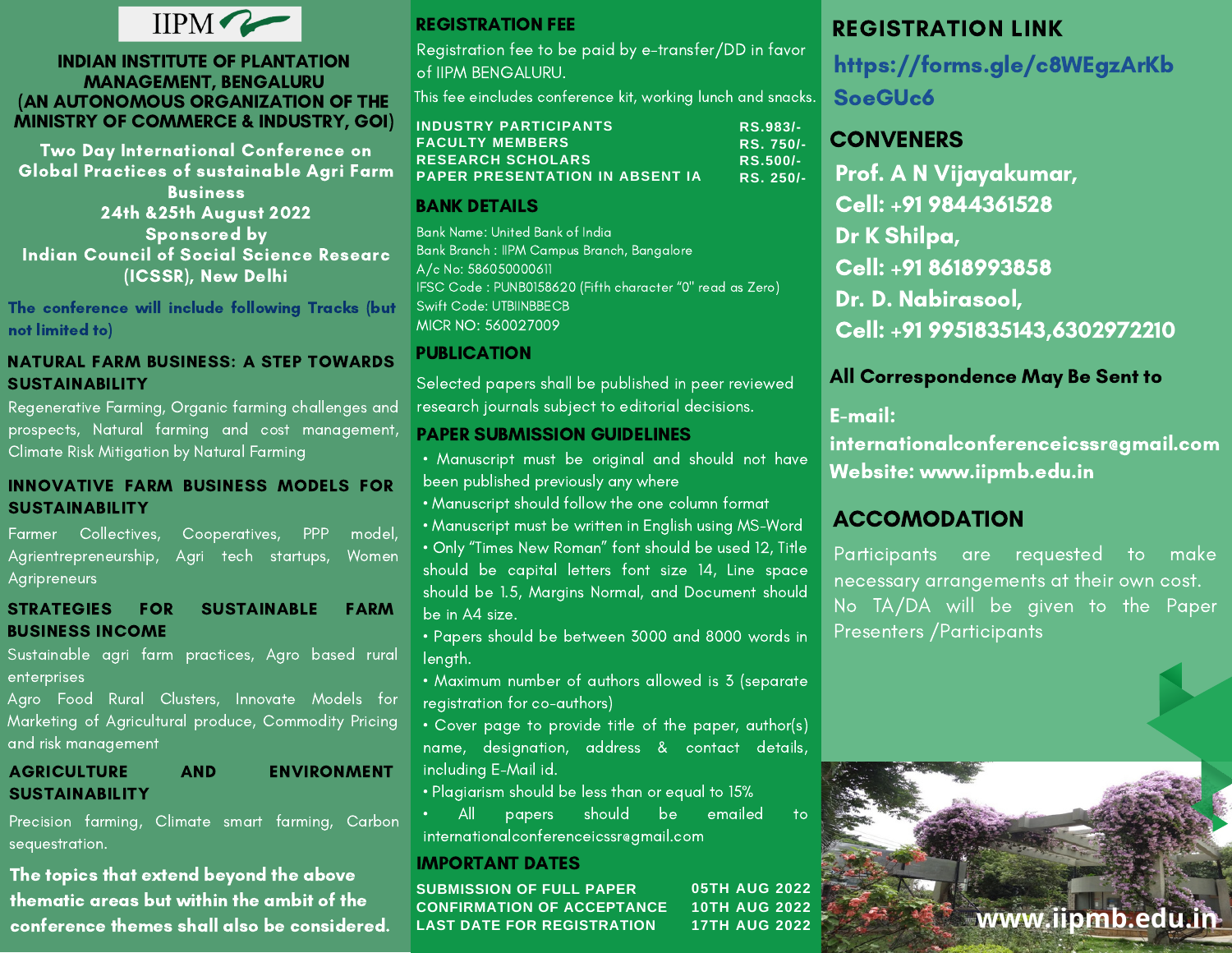IIPM

# INDIAN INSTITUTE OF PLANTATION MANAGEMENT, BENGALURU
(AN AUTONOMOUS ORGANIZATION OF THE MINISTRY OF COMMERCE & INDUSTRY, GOI)

**Two Day International Conference on Global Practices of sustainable Agri Farm Business**
**24th &25th August 2022**
**Sponsored by**
**Indian Council of Social Science Researc (ICSSR), New Delhi**

**The conference will include following Tracks (but not limited to)**

## NATURAL FARM BUSINESS: A STEP TOWARDS SUSTAINABILITY

Regenerative Farming, Organic farming challenges and prospects, Natural farming and cost management, Climate Risk Mitigation by Natural Farming

## INNOVATIVE FARM BUSINESS MODELS FOR SUSTAINABILITY

Farmer Collectives, Cooperatives, PPP model, Agrientrepreneurship, Agri tech startups, Women Agripreneurs

## STRATEGIES FOR SUSTAINABLE FARM BUSINESS INCOME

Sustainable agri farm practices, Agro based rural enterprises

Agro Food Rural Clusters, Innovate Models for Marketing of Agricultural produce, Commodity Pricing and risk management

## AGRICULTURE AND ENVIRONMENT SUSTAINABILITY

Precision farming, Climate smart farming, Carbon sequestration.

**The topics that extend beyond the above thematic areas but within the ambit of the conference themes shall also be considered.**

## REGISTRATION FEE

Registration fee to be paid by e-transfer/DD in favor of IIPM BENGALURU.

This fee eincludes conference kit, working lunch and snacks.

| | |
|---|---|
| INDUSTRY PARTICIPANTS | RS.983/- |
| FACULTY MEMBERS | RS. 750/- |
| RESEARCH SCHOLARS | RS.500/- |
| PAPER PRESENTATION IN ABSENT IA | RS. 250/- |

## BANK DETAILS

Bank Name: United Bank of India
Bank Branch : IIPM Campus Branch, Bangalore
A/c No: 586050000611
IFSC Code : PUNB0158620 (Fifth character "0" read as Zero)
Swift Code: UTBIINBBECB
MICR NO: 560027009

## PUBLICATION

Selected papers shall be published in peer reviewed research journals subject to editorial decisions.

## PAPER SUBMISSION GUIDELINES

- Manuscript must be original and should not have been published previously any where
- Manuscript should follow the one column format
- Manuscript must be written in English using MS-Word
- Only "Times New Roman" font should be used 12, Title should be capital letters font size 14, Line space should be 1.5, Margins Normal, and Document should be in A4 size.
- Papers should be between 3000 and 8000 words in length.
- Maximum number of authors allowed is 3 (separate registration for co-authors)
- Cover page to provide title of the paper, author(s) name, designation, address & contact details, including E-Mail id.
- Plagiarism should be less than or equal to 15%
- All papers should be emailed to internationalconferenceicssr@gmail.com

## IMPORTANT DATES

| | |
|---|---|
| SUBMISSION OF FULL PAPER | 05TH AUG 2022 |
| CONFIRMATION OF ACCEPTANCE | 10TH AUG 2022 |
| LAST DATE FOR REGISTRATION | 17TH AUG 2022 |

## REGISTRATION LINK

**https://forms.gle/c8WEgzArKbSoeGUc6**

## CONVENERS

**Prof. A N Vijayakumar,**
**Cell: +91 9844361528**
**Dr K Shilpa,**
**Cell: +91 8618993858**
**Dr. D. Nabirasool,**
**Cell: +91 9951835143,6302972210**

**All Correspondence May Be Sent to**

**E-mail: internationalconferenceicssr@gmail.com**
**Website: www.iipmb.edu.in**

## ACCOMODATION

Participants are requested to make necessary arrangements at their own cost. No TA/DA will be given to the Paper Presenters /Participants

www.iipmb.edu.in